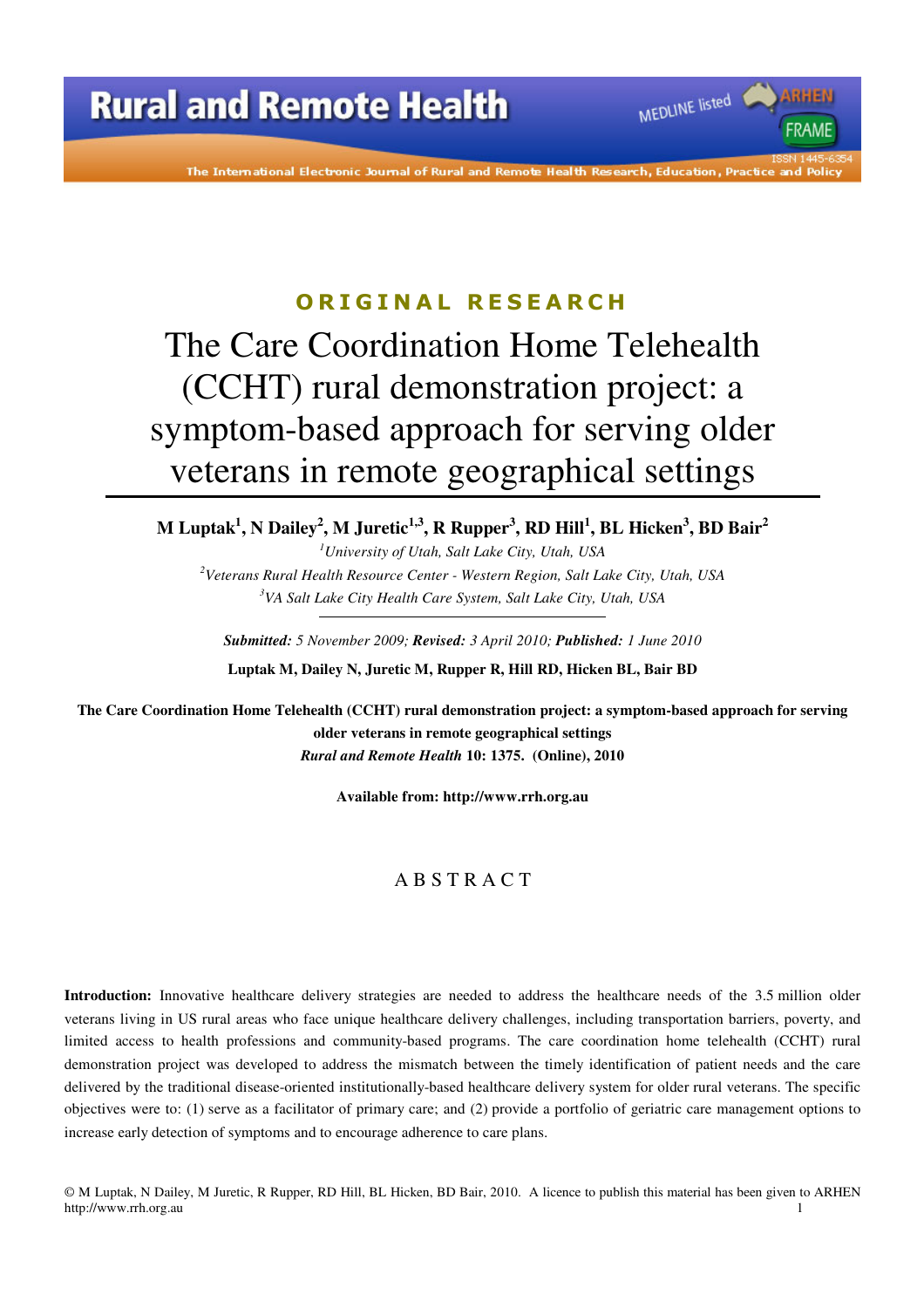ORIGINAL RESEARCH

# The Care Coordination Home Telehealth (CCHT) rural demonstration project: a symptom-based approach for serving older veterans in remote geographical settings

**M Luptak[1], N Dailey[2], M Juretic[1,3], R Rupper[3], RD Hill[1], BL Hicken[3], BD Bair[2]**

[1]*University of Utah, Salt Lake City, Utah, USA*
[2]*Veterans Rural Health Resource Center - Western Region, Salt Lake City, Utah, USA*
[3]*VA Salt Lake City Health Care System, Salt Lake City, Utah, USA*

***Submitted:*** *5 November 2009;* ***Revised:*** *3 April 2010;* ***Published:*** *1 June 2010*

**Luptak M, Dailey N, Juretic M, Rupper R, Hill RD, Hicken BL, Bair BD**

**The Care Coordination Home Telehealth (CCHT) rural demonstration project: a symptom-based approach for serving older veterans in remote geographical settings**
***Rural and Remote Health*** **10: 1375. (Online), 2010**

**Available from: http://www.rrh.org.au**

## ABSTRACT

**Introduction:** Innovative healthcare delivery strategies are needed to address the healthcare needs of the 3.5 million older veterans living in US rural areas who face unique healthcare delivery challenges, including transportation barriers, poverty, and limited access to health professions and community-based programs. The care coordination home telehealth (CCHT) rural demonstration project was developed to address the mismatch between the timely identification of patient needs and the care delivered by the traditional disease-oriented institutionally-based healthcare delivery system for older rural veterans. The specific objectives were to: (1) serve as a facilitator of primary care; and (2) provide a portfolio of geriatric care management options to increase early detection of symptoms and to encourage adherence to care plans.

© M Luptak, N Dailey, M Juretic, R Rupper, RD Hill, BL Hicken, BD Bair, 2010. A licence to publish this material has been given to ARHEN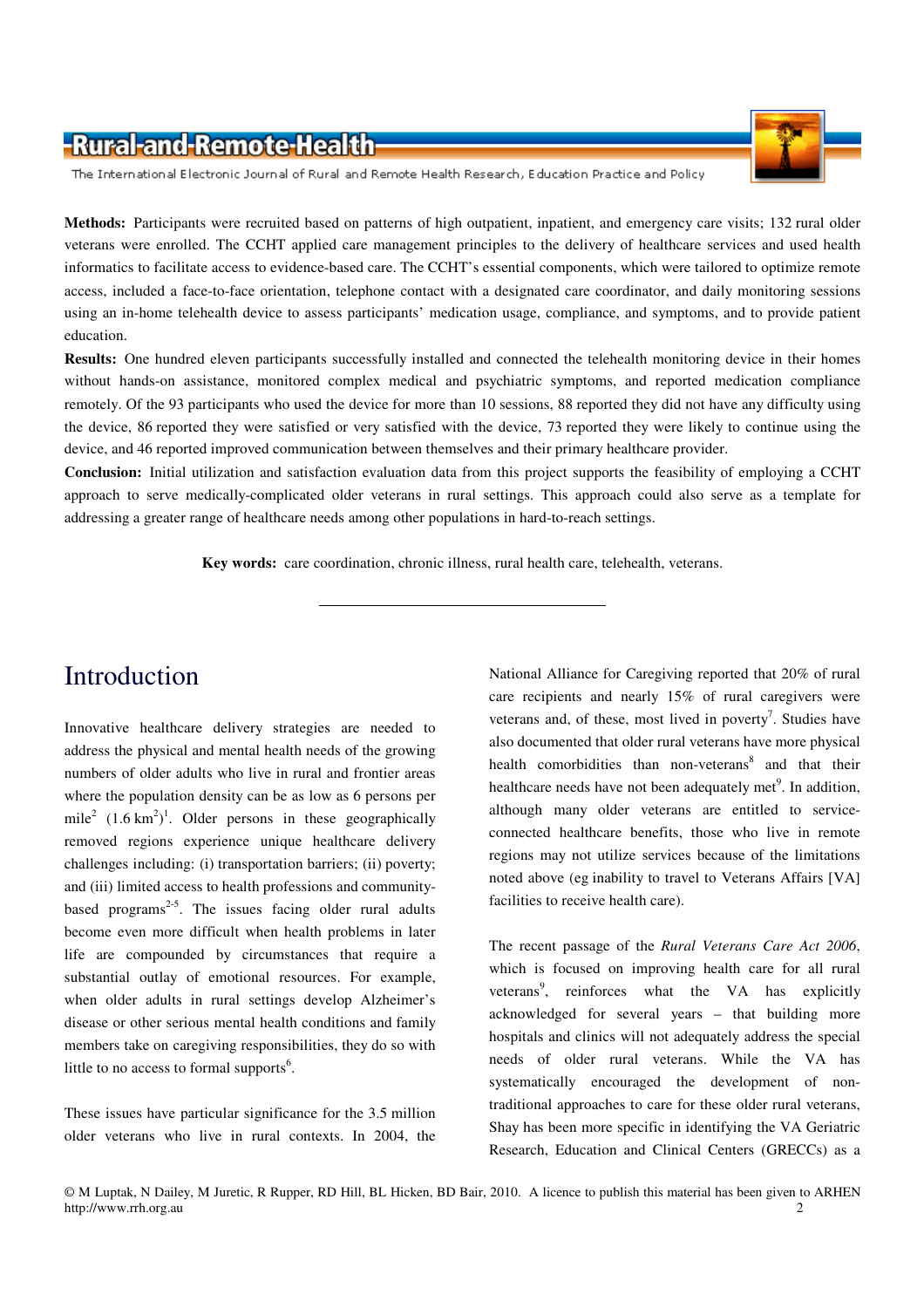**Methods:** Participants were recruited based on patterns of high outpatient, inpatient, and emergency care visits; 132 rural older veterans were enrolled. The CCHT applied care management principles to the delivery of healthcare services and used health informatics to facilitate access to evidence-based care. The CCHT's essential components, which were tailored to optimize remote access, included a face-to-face orientation, telephone contact with a designated care coordinator, and daily monitoring sessions using an in-home telehealth device to assess participants' medication usage, compliance, and symptoms, and to provide patient education.

**Results:** One hundred eleven participants successfully installed and connected the telehealth monitoring device in their homes without hands-on assistance, monitored complex medical and psychiatric symptoms, and reported medication compliance remotely. Of the 93 participants who used the device for more than 10 sessions, 88 reported they did not have any difficulty using the device, 86 reported they were satisfied or very satisfied with the device, 73 reported they were likely to continue using the device, and 46 reported improved communication between themselves and their primary healthcare provider.

**Conclusion:** Initial utilization and satisfaction evaluation data from this project supports the feasibility of employing a CCHT approach to serve medically-complicated older veterans in rural settings. This approach could also serve as a template for addressing a greater range of healthcare needs among other populations in hard-to-reach settings.

**Key words:** care coordination, chronic illness, rural health care, telehealth, veterans.

---

# Introduction

Innovative healthcare delivery strategies are needed to address the physical and mental health needs of the growing numbers of older adults who live in rural and frontier areas where the population density can be as low as 6 persons per mile$^2$ (1.6 km$^2$)[1]. Older persons in these geographically removed regions experience unique healthcare delivery challenges including: (i) transportation barriers; (ii) poverty; and (iii) limited access to health professions and community-based programs[2-5]. The issues facing older rural adults become even more difficult when health problems in later life are compounded by circumstances that require a substantial outlay of emotional resources. For example, when older adults in rural settings develop Alzheimer's disease or other serious mental health conditions and family members take on caregiving responsibilities, they do so with little to no access to formal supports[6].

These issues have particular significance for the 3.5 million older veterans who live in rural contexts. In 2004, the National Alliance for Caregiving reported that 20% of rural care recipients and nearly 15% of rural caregivers were veterans and, of these, most lived in poverty[7]. Studies have also documented that older rural veterans have more physical health comorbidities than non-veterans[8] and that their healthcare needs have not been adequately met[9]. In addition, although many older veterans are entitled to service-connected healthcare benefits, those who live in remote regions may not utilize services because of the limitations noted above (eg inability to travel to Veterans Affairs [VA] facilities to receive health care).

The recent passage of the *Rural Veterans Care Act 2006*, which is focused on improving health care for all rural veterans[9], reinforces what the VA has explicitly acknowledged for several years – that building more hospitals and clinics will not adequately address the special needs of older rural veterans. While the VA has systematically encouraged the development of non-traditional approaches to care for these older rural veterans, Shay has been more specific in identifying the VA Geriatric Research, Education and Clinical Centers (GRECCs) as a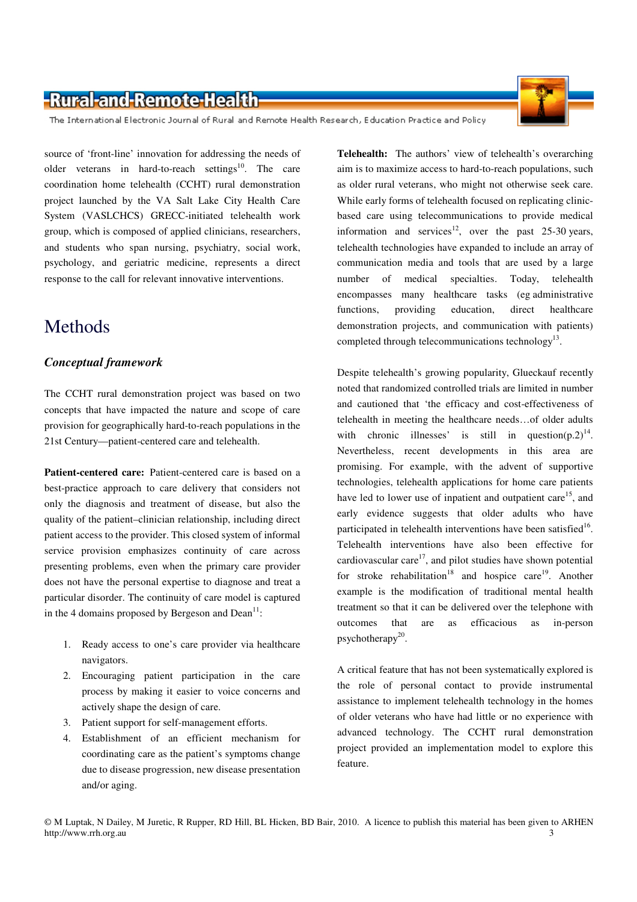source of 'front-line' innovation for addressing the needs of older veterans in hard-to-reach settings[10]. The care coordination home telehealth (CCHT) rural demonstration project launched by the VA Salt Lake City Health Care System (VASLCHCS) GRECC-initiated telehealth work group, which is composed of applied clinicians, researchers, and students who span nursing, psychiatry, social work, psychology, and geriatric medicine, represents a direct response to the call for relevant innovative interventions.

# Methods

### *Conceptual framework*

The CCHT rural demonstration project was based on two concepts that have impacted the nature and scope of care provision for geographically hard-to-reach populations in the 21st Century—patient-centered care and telehealth.

**Patient-centered care:** Patient-centered care is based on a best-practice approach to care delivery that considers not only the diagnosis and treatment of disease, but also the quality of the patient–clinician relationship, including direct patient access to the provider. This closed system of informal service provision emphasizes continuity of care across presenting problems, even when the primary care provider does not have the personal expertise to diagnose and treat a particular disorder. The continuity of care model is captured in the 4 domains proposed by Bergeson and Dean[11]:

1. Ready access to one's care provider via healthcare navigators.
2. Encouraging patient participation in the care process by making it easier to voice concerns and actively shape the design of care.
3. Patient support for self-management efforts.
4. Establishment of an efficient mechanism for coordinating care as the patient's symptoms change due to disease progression, new disease presentation and/or aging.

**Telehealth:** The authors' view of telehealth's overarching aim is to maximize access to hard-to-reach populations, such as older rural veterans, who might not otherwise seek care. While early forms of telehealth focused on replicating clinic-based care using telecommunications to provide medical information and services[12], over the past 25-30 years, telehealth technologies have expanded to include an array of communication media and tools that are used by a large number of medical specialties. Today, telehealth encompasses many healthcare tasks (eg administrative functions, providing education, direct healthcare demonstration projects, and communication with patients) completed through telecommunications technology[13].

Despite telehealth's growing popularity, Glueckauf recently noted that randomized controlled trials are limited in number and cautioned that 'the efficacy and cost-effectiveness of telehealth in meeting the healthcare needs…of older adults with chronic illnesses' is still in question(p.2)[14]. Nevertheless, recent developments in this area are promising. For example, with the advent of supportive technologies, telehealth applications for home care patients have led to lower use of inpatient and outpatient care[15], and early evidence suggests that older adults who have participated in telehealth interventions have been satisfied[16]. Telehealth interventions have also been effective for cardiovascular care[17], and pilot studies have shown potential for stroke rehabilitation[18] and hospice care[19]. Another example is the modification of traditional mental health treatment so that it can be delivered over the telephone with outcomes that are as efficacious as in-person psychotherapy[20].

A critical feature that has not been systematically explored is the role of personal contact to provide instrumental assistance to implement telehealth technology in the homes of older veterans who have had little or no experience with advanced technology. The CCHT rural demonstration project provided an implementation model to explore this feature.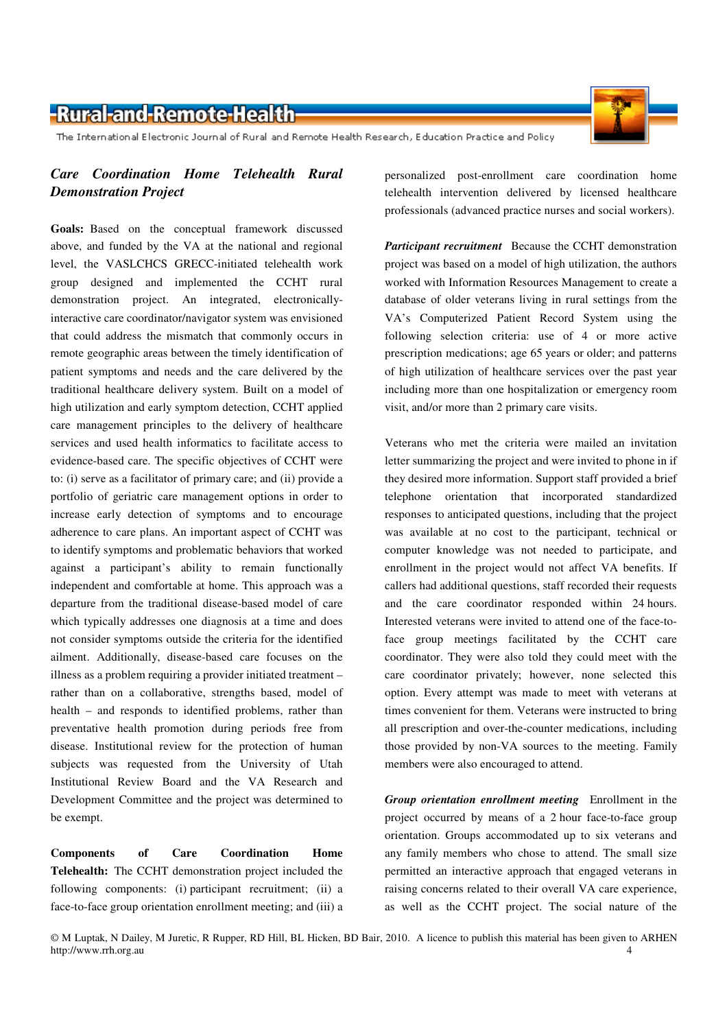## *Care Coordination Home Telehealth Rural Demonstration Project*

**Goals:** Based on the conceptual framework discussed above, and funded by the VA at the national and regional level, the VASLCHCS GRECC-initiated telehealth work group designed and implemented the CCHT rural demonstration project. An integrated, electronically-interactive care coordinator/navigator system was envisioned that could address the mismatch that commonly occurs in remote geographic areas between the timely identification of patient symptoms and needs and the care delivered by the traditional healthcare delivery system. Built on a model of high utilization and early symptom detection, CCHT applied care management principles to the delivery of healthcare services and used health informatics to facilitate access to evidence-based care. The specific objectives of CCHT were to: (i) serve as a facilitator of primary care; and (ii) provide a portfolio of geriatric care management options in order to increase early detection of symptoms and to encourage adherence to care plans. An important aspect of CCHT was to identify symptoms and problematic behaviors that worked against a participant's ability to remain functionally independent and comfortable at home. This approach was a departure from the traditional disease-based model of care which typically addresses one diagnosis at a time and does not consider symptoms outside the criteria for the identified ailment. Additionally, disease-based care focuses on the illness as a problem requiring a provider initiated treatment – rather than on a collaborative, strengths based, model of health – and responds to identified problems, rather than preventative health promotion during periods free from disease. Institutional review for the protection of human subjects was requested from the University of Utah Institutional Review Board and the VA Research and Development Committee and the project was determined to be exempt.

**Components of Care Coordination Home Telehealth:** The CCHT demonstration project included the following components: (i) participant recruitment; (ii) a face-to-face group orientation enrollment meeting; and (iii) a personalized post-enrollment care coordination home telehealth intervention delivered by licensed healthcare professionals (advanced practice nurses and social workers).

***Participant recruitment*** Because the CCHT demonstration project was based on a model of high utilization, the authors worked with Information Resources Management to create a database of older veterans living in rural settings from the VA's Computerized Patient Record System using the following selection criteria: use of 4 or more active prescription medications; age 65 years or older; and patterns of high utilization of healthcare services over the past year including more than one hospitalization or emergency room visit, and/or more than 2 primary care visits.

Veterans who met the criteria were mailed an invitation letter summarizing the project and were invited to phone in if they desired more information. Support staff provided a brief telephone orientation that incorporated standardized responses to anticipated questions, including that the project was available at no cost to the participant, technical or computer knowledge was not needed to participate, and enrollment in the project would not affect VA benefits. If callers had additional questions, staff recorded their requests and the care coordinator responded within 24 hours. Interested veterans were invited to attend one of the face-to-face group meetings facilitated by the CCHT care coordinator. They were also told they could meet with the care coordinator privately; however, none selected this option. Every attempt was made to meet with veterans at times convenient for them. Veterans were instructed to bring all prescription and over-the-counter medications, including those provided by non-VA sources to the meeting. Family members were also encouraged to attend.

***Group orientation enrollment meeting*** Enrollment in the project occurred by means of a 2 hour face-to-face group orientation. Groups accommodated up to six veterans and any family members who chose to attend. The small size permitted an interactive approach that engaged veterans in raising concerns related to their overall VA care experience, as well as the CCHT project. The social nature of the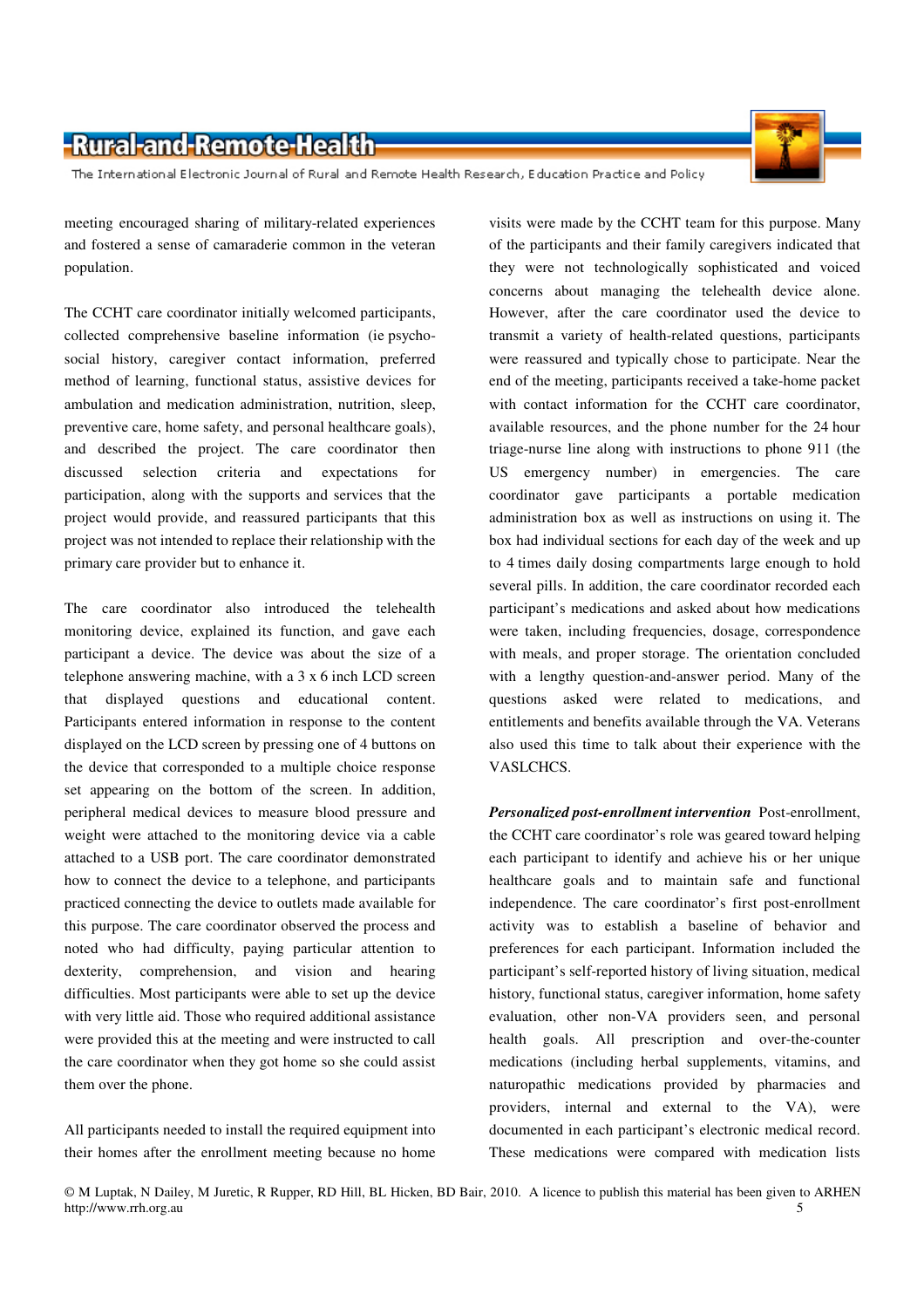meeting encouraged sharing of military-related experiences and fostered a sense of camaraderie common in the veteran population.

The CCHT care coordinator initially welcomed participants, collected comprehensive baseline information (ie psycho-social history, caregiver contact information, preferred method of learning, functional status, assistive devices for ambulation and medication administration, nutrition, sleep, preventive care, home safety, and personal healthcare goals), and described the project. The care coordinator then discussed selection criteria and expectations for participation, along with the supports and services that the project would provide, and reassured participants that this project was not intended to replace their relationship with the primary care provider but to enhance it.

The care coordinator also introduced the telehealth monitoring device, explained its function, and gave each participant a device. The device was about the size of a telephone answering machine, with a 3 x 6 inch LCD screen that displayed questions and educational content. Participants entered information in response to the content displayed on the LCD screen by pressing one of 4 buttons on the device that corresponded to a multiple choice response set appearing on the bottom of the screen. In addition, peripheral medical devices to measure blood pressure and weight were attached to the monitoring device via a cable attached to a USB port. The care coordinator demonstrated how to connect the device to a telephone, and participants practiced connecting the device to outlets made available for this purpose. The care coordinator observed the process and noted who had difficulty, paying particular attention to dexterity, comprehension, and vision and hearing difficulties. Most participants were able to set up the device with very little aid. Those who required additional assistance were provided this at the meeting and were instructed to call the care coordinator when they got home so she could assist them over the phone.

All participants needed to install the required equipment into their homes after the enrollment meeting because no home visits were made by the CCHT team for this purpose. Many of the participants and their family caregivers indicated that they were not technologically sophisticated and voiced concerns about managing the telehealth device alone. However, after the care coordinator used the device to transmit a variety of health-related questions, participants were reassured and typically chose to participate. Near the end of the meeting, participants received a take-home packet with contact information for the CCHT care coordinator, available resources, and the phone number for the 24 hour triage-nurse line along with instructions to phone 911 (the US emergency number) in emergencies. The care coordinator gave participants a portable medication administration box as well as instructions on using it. The box had individual sections for each day of the week and up to 4 times daily dosing compartments large enough to hold several pills. In addition, the care coordinator recorded each participant's medications and asked about how medications were taken, including frequencies, dosage, correspondence with meals, and proper storage. The orientation concluded with a lengthy question-and-answer period. Many of the questions asked were related to medications, and entitlements and benefits available through the VA. Veterans also used this time to talk about their experience with the VASLCHCS.

***Personalized post-enrollment intervention*** Post-enrollment, the CCHT care coordinator's role was geared toward helping each participant to identify and achieve his or her unique healthcare goals and to maintain safe and functional independence. The care coordinator's first post-enrollment activity was to establish a baseline of behavior and preferences for each participant. Information included the participant's self-reported history of living situation, medical history, functional status, caregiver information, home safety evaluation, other non-VA providers seen, and personal health goals. All prescription and over-the-counter medications (including herbal supplements, vitamins, and naturopathic medications provided by pharmacies and providers, internal and external to the VA), were documented in each participant's electronic medical record. These medications were compared with medication lists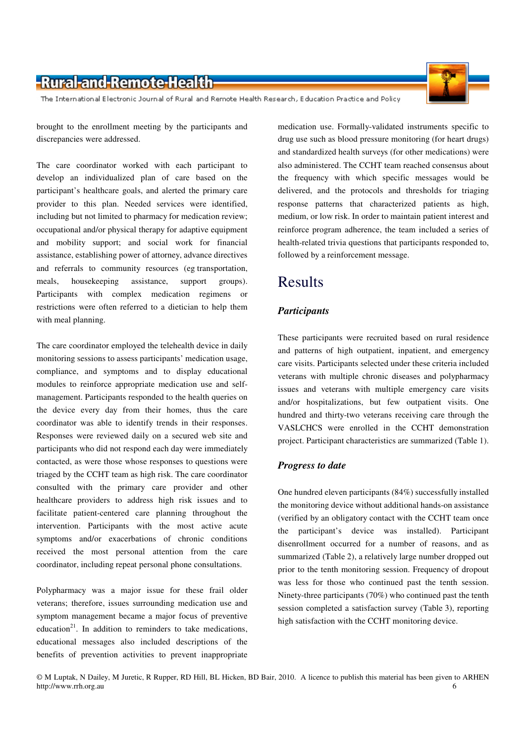brought to the enrollment meeting by the participants and discrepancies were addressed.

The care coordinator worked with each participant to develop an individualized plan of care based on the participant's healthcare goals, and alerted the primary care provider to this plan. Needed services were identified, including but not limited to pharmacy for medication review; occupational and/or physical therapy for adaptive equipment and mobility support; and social work for financial assistance, establishing power of attorney, advance directives and referrals to community resources (eg transportation, meals, housekeeping assistance, support groups). Participants with complex medication regimens or restrictions were often referred to a dietician to help them with meal planning.

The care coordinator employed the telehealth device in daily monitoring sessions to assess participants' medication usage, compliance, and symptoms and to display educational modules to reinforce appropriate medication use and self-management. Participants responded to the health queries on the device every day from their homes, thus the care coordinator was able to identify trends in their responses. Responses were reviewed daily on a secured web site and participants who did not respond each day were immediately contacted, as were those whose responses to questions were triaged by the CCHT team as high risk. The care coordinator consulted with the primary care provider and other healthcare providers to address high risk issues and to facilitate patient-centered care planning throughout the intervention. Participants with the most active acute symptoms and/or exacerbations of chronic conditions received the most personal attention from the care coordinator, including repeat personal phone consultations.

Polypharmacy was a major issue for these frail older veterans; therefore, issues surrounding medication use and symptom management became a major focus of preventive education[21]. In addition to reminders to take medications, educational messages also included descriptions of the benefits of prevention activities to prevent inappropriate medication use. Formally-validated instruments specific to drug use such as blood pressure monitoring (for heart drugs) and standardized health surveys (for other medications) were also administered. The CCHT team reached consensus about the frequency with which specific messages would be delivered, and the protocols and thresholds for triaging response patterns that characterized patients as high, medium, or low risk. In order to maintain patient interest and reinforce program adherence, the team included a series of health-related trivia questions that participants responded to, followed by a reinforcement message.

# Results

### *Participants*

These participants were recruited based on rural residence and patterns of high outpatient, inpatient, and emergency care visits. Participants selected under these criteria included veterans with multiple chronic diseases and polypharmacy issues and veterans with multiple emergency care visits and/or hospitalizations, but few outpatient visits. One hundred and thirty-two veterans receiving care through the VASLCHCS were enrolled in the CCHT demonstration project. Participant characteristics are summarized (Table 1).

### *Progress to date*

One hundred eleven participants (84%) successfully installed the monitoring device without additional hands-on assistance (verified by an obligatory contact with the CCHT team once the participant's device was installed). Participant disenrollment occurred for a number of reasons, and as summarized (Table 2), a relatively large number dropped out prior to the tenth monitoring session. Frequency of dropout was less for those who continued past the tenth session. Ninety-three participants (70%) who continued past the tenth session completed a satisfaction survey (Table 3), reporting high satisfaction with the CCHT monitoring device.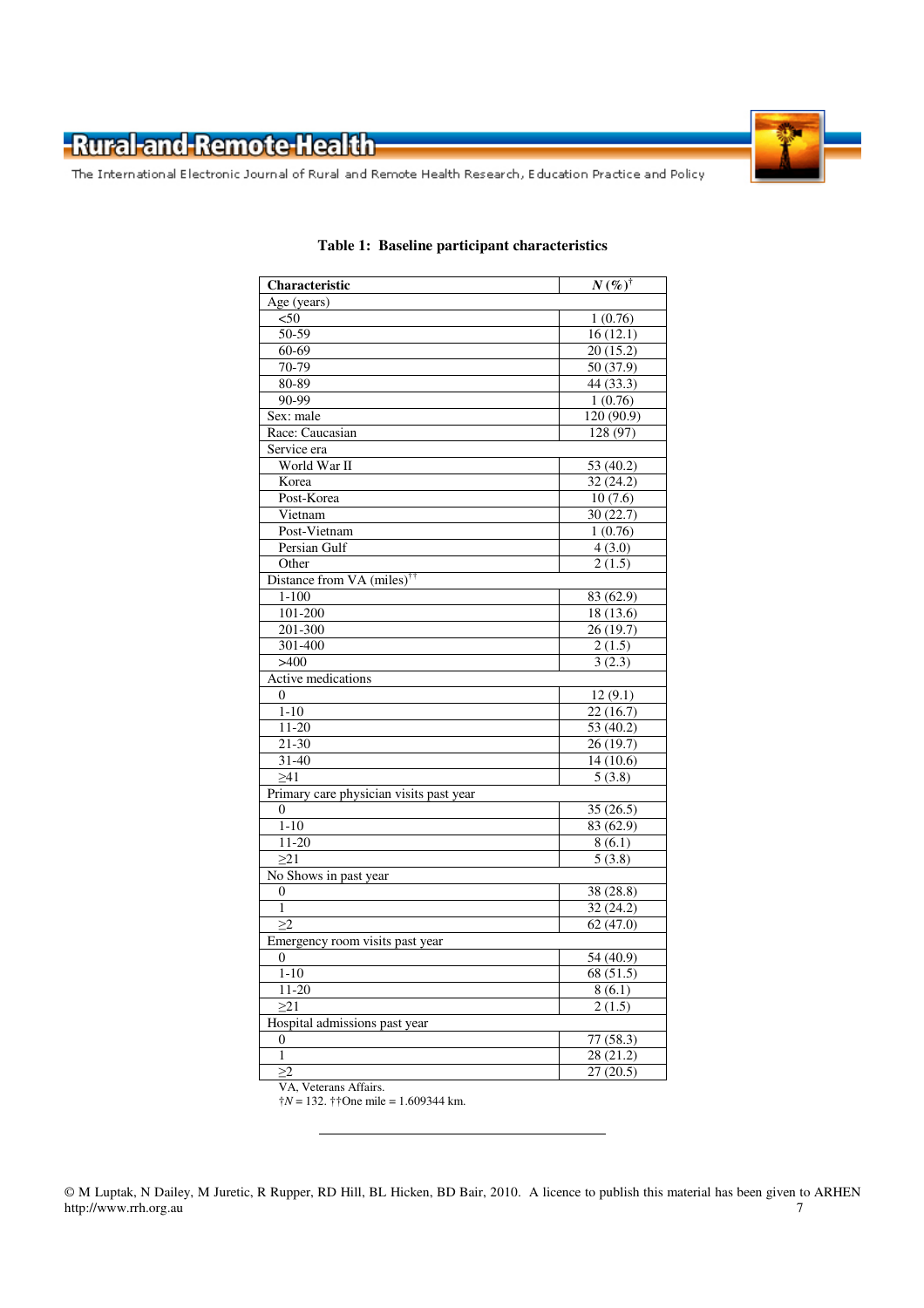**Table 1: Baseline participant characteristics**

| Characteristic | *N* (%)[†] |
|---|---|
| Age (years) | |
| <50 | 1 (0.76) |
| 50-59 | 16 (12.1) |
| 60-69 | 20 (15.2) |
| 70-79 | 50 (37.9) |
| 80-89 | 44 (33.3) |
| 90-99 | 1 (0.76) |
| Sex: male | 120 (90.9) |
| Race: Caucasian | 128 (97) |
| Service era | |
| World War II | 53 (40.2) |
| Korea | 32 (24.2) |
| Post-Korea | 10 (7.6) |
| Vietnam | 30 (22.7) |
| Post-Vietnam | 1 (0.76) |
| Persian Gulf | 4 (3.0) |
| Other | 2 (1.5) |
| Distance from VA (miles)[††] | |
| 1-100 | 83 (62.9) |
| 101-200 | 18 (13.6) |
| 201-300 | 26 (19.7) |
| 301-400 | 2 (1.5) |
| >400 | 3 (2.3) |
| Active medications | |
| 0 | 12 (9.1) |
| 1-10 | 22 (16.7) |
| 11-20 | 53 (40.2) |
| 21-30 | 26 (19.7) |
| 31-40 | 14 (10.6) |
| ≥41 | 5 (3.8) |
| Primary care physician visits past year | |
| 0 | 35 (26.5) |
| 1-10 | 83 (62.9) |
| 11-20 | 8 (6.1) |
| ≥21 | 5 (3.8) |
| No Shows in past year | |
| 0 | 38 (28.8) |
| 1 | 32 (24.2) |
| ≥2 | 62 (47.0) |
| Emergency room visits past year | |
| 0 | 54 (40.9) |
| 1-10 | 68 (51.5) |
| 11-20 | 8 (6.1) |
| ≥21 | 2 (1.5) |
| Hospital admissions past year | |
| 0 | 77 (58.3) |
| 1 | 28 (21.2) |
| ≥2 | 27 (20.5) |

VA, Veterans Affairs.
†*N* = 132. ††One mile = 1.609344 km.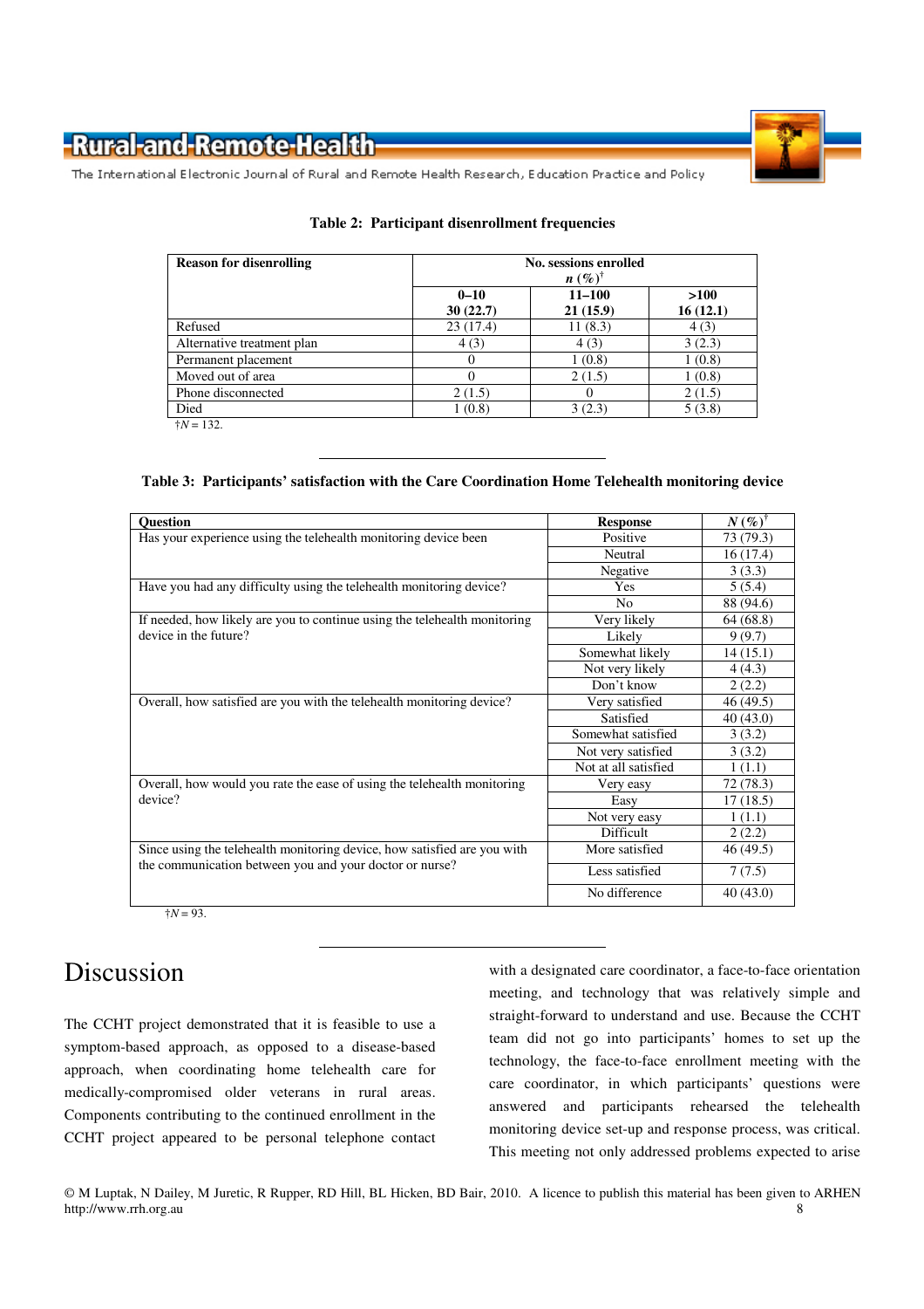**Table 2: Participant disenrollment frequencies**

| Reason for disenrolling | No. sessions enrolled $n$ (%)† | | |
|---|---|---|---|
| | 0–10 30 (22.7) | 11–100 21 (15.9) | >100 16 (12.1) |
| Refused | 23 (17.4) | 11 (8.3) | 4 (3) |
| Alternative treatment plan | 4 (3) | 4 (3) | 3 (2.3) |
| Permanent placement | 0 | 1 (0.8) | 1 (0.8) |
| Moved out of area | 0 | 2 (1.5) | 1 (0.8) |
| Phone disconnected | 2 (1.5) | 0 | 2 (1.5) |
| Died | 1 (0.8) | 3 (2.3) | 5 (3.8) |

†$N$ = 132.

**Table 3: Participants' satisfaction with the Care Coordination Home Telehealth monitoring device**

| Question | Response | $N$ (%)† |
|---|---|---|
| Has your experience using the telehealth monitoring device been | Positive | 73 (79.3) |
| | Neutral | 16 (17.4) |
| | Negative | 3 (3.3) |
| Have you had any difficulty using the telehealth monitoring device? | Yes | 5 (5.4) |
| | No | 88 (94.6) |
| If needed, how likely are you to continue using the telehealth monitoring device in the future? | Very likely | 64 (68.8) |
| | Likely | 9 (9.7) |
| | Somewhat likely | 14 (15.1) |
| | Not very likely | 4 (4.3) |
| | Don't know | 2 (2.2) |
| Overall, how satisfied are you with the telehealth monitoring device? | Very satisfied | 46 (49.5) |
| | Satisfied | 40 (43.0) |
| | Somewhat satisfied | 3 (3.2) |
| | Not very satisfied | 3 (3.2) |
| | Not at all satisfied | 1 (1.1) |
| Overall, how would you rate the ease of using the telehealth monitoring device? | Very easy | 72 (78.3) |
| | Easy | 17 (18.5) |
| | Not very easy | 1 (1.1) |
| | Difficult | 2 (2.2) |
| Since using the telehealth monitoring device, how satisfied are you with the communication between you and your doctor or nurse? | More satisfied | 46 (49.5) |
| | Less satisfied | 7 (7.5) |
| | No difference | 40 (43.0) |

†$N$ = 93.

# Discussion

The CCHT project demonstrated that it is feasible to use a symptom-based approach, as opposed to a disease-based approach, when coordinating home telehealth care for medically-compromised older veterans in rural areas. Components contributing to the continued enrollment in the CCHT project appeared to be personal telephone contact with a designated care coordinator, a face-to-face orientation meeting, and technology that was relatively simple and straight-forward to understand and use. Because the CCHT team did not go into participants' homes to set up the technology, the face-to-face enrollment meeting with the care coordinator, in which participants' questions were answered and participants rehearsed the telehealth monitoring device set-up and response process, was critical. This meeting not only addressed problems expected to arise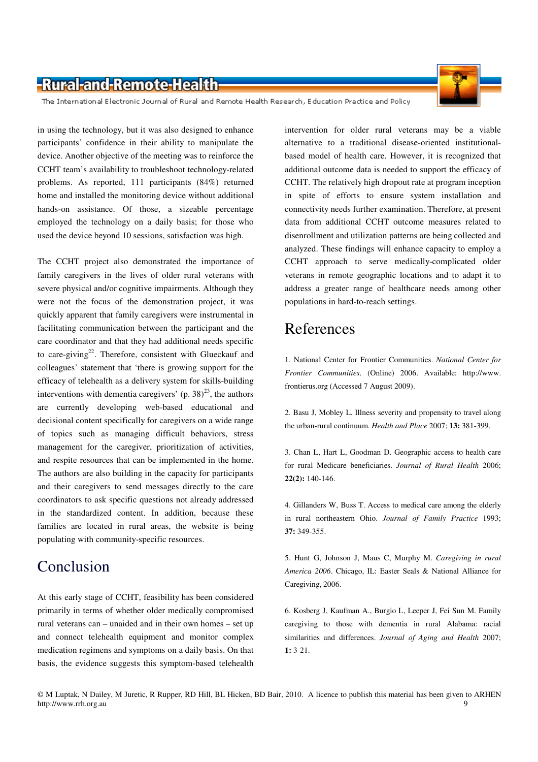in using the technology, but it was also designed to enhance participants' confidence in their ability to manipulate the device. Another objective of the meeting was to reinforce the CCHT team's availability to troubleshoot technology-related problems. As reported, 111 participants (84%) returned home and installed the monitoring device without additional hands-on assistance. Of those, a sizeable percentage employed the technology on a daily basis; for those who used the device beyond 10 sessions, satisfaction was high.

The CCHT project also demonstrated the importance of family caregivers in the lives of older rural veterans with severe physical and/or cognitive impairments. Although they were not the focus of the demonstration project, it was quickly apparent that family caregivers were instrumental in facilitating communication between the participant and the care coordinator and that they had additional needs specific to care-giving[22]. Therefore, consistent with Glueckauf and colleagues' statement that 'there is growing support for the efficacy of telehealth as a delivery system for skills-building interventions with dementia caregivers' (p. 38)[23], the authors are currently developing web-based educational and decisional content specifically for caregivers on a wide range of topics such as managing difficult behaviors, stress management for the caregiver, prioritization of activities, and respite resources that can be implemented in the home. The authors are also building in the capacity for participants and their caregivers to send messages directly to the care coordinators to ask specific questions not already addressed in the standardized content. In addition, because these families are located in rural areas, the website is being populating with community-specific resources.

## Conclusion

At this early stage of CCHT, feasibility has been considered primarily in terms of whether older medically compromised rural veterans can – unaided and in their own homes – set up and connect telehealth equipment and monitor complex medication regimens and symptoms on a daily basis. On that basis, the evidence suggests this symptom-based telehealth intervention for older rural veterans may be a viable alternative to a traditional disease-oriented institutional-based model of health care. However, it is recognized that additional outcome data is needed to support the efficacy of CCHT. The relatively high dropout rate at program inception in spite of efforts to ensure system installation and connectivity needs further examination. Therefore, at present data from additional CCHT outcome measures related to disenrollment and utilization patterns are being collected and analyzed. These findings will enhance capacity to employ a CCHT approach to serve medically-complicated older veterans in remote geographic locations and to adapt it to address a greater range of healthcare needs among other populations in hard-to-reach settings.

## References

1. National Center for Frontier Communities. *National Center for Frontier Communities*. (Online) 2006. Available: http://www.frontierus.org (Accessed 7 August 2009).

2. Basu J, Mobley L. Illness severity and propensity to travel along the urban-rural continuum. *Health and Place* 2007; **13:** 381-399.

3. Chan L, Hart L, Goodman D. Geographic access to health care for rural Medicare beneficiaries. *Journal of Rural Health* 2006; **22(2):** 140-146.

4. Gillanders W, Buss T. Access to medical care among the elderly in rural northeastern Ohio. *Journal of Family Practice* 1993; **37:** 349-355.

5. Hunt G, Johnson J, Maus C, Murphy M. *Caregiving in rural America 2006*. Chicago, IL: Easter Seals & National Alliance for Caregiving, 2006.

6. Kosberg J, Kaufman A., Burgio L, Leeper J, Fei Sun M. Family caregiving to those with dementia in rural Alabama: racial similarities and differences. *Journal of Aging and Health* 2007; **1:** 3-21.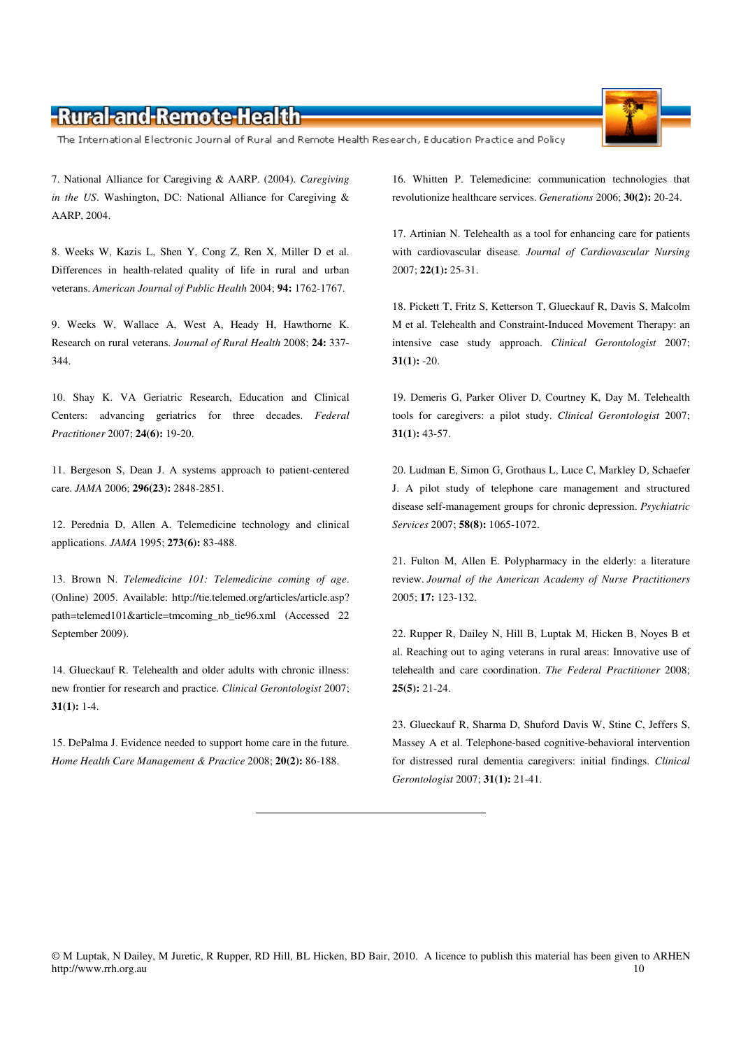7. National Alliance for Caregiving & AARP. (2004). *Caregiving in the US*. Washington, DC: National Alliance for Caregiving & AARP, 2004.

8. Weeks W, Kazis L, Shen Y, Cong Z, Ren X, Miller D et al. Differences in health-related quality of life in rural and urban veterans. *American Journal of Public Health* 2004; **94:** 1762-1767.

9. Weeks W, Wallace A, West A, Heady H, Hawthorne K. Research on rural veterans. *Journal of Rural Health* 2008; **24:** 337-344.

10. Shay K. VA Geriatric Research, Education and Clinical Centers: advancing geriatrics for three decades. *Federal Practitioner* 2007; **24(6):** 19-20.

11. Bergeson S, Dean J. A systems approach to patient-centered care. *JAMA* 2006; **296(23):** 2848-2851.

12. Perednia D, Allen A. Telemedicine technology and clinical applications. *JAMA* 1995; **273(6):** 83-488.

13. Brown N. *Telemedicine 101: Telemedicine coming of age*. (Online) 2005. Available: http://tie.telemed.org/articles/article.asp?path=telemed101&article=tmcoming_nb_tie96.xml (Accessed 22 September 2009).

14. Glueckauf R. Telehealth and older adults with chronic illness: new frontier for research and practice. *Clinical Gerontologist* 2007; **31(1):** 1-4.

15. DePalma J. Evidence needed to support home care in the future. *Home Health Care Management & Practice* 2008; **20(2):** 86-188.

16. Whitten P. Telemedicine: communication technologies that revolutionize healthcare services. *Generations* 2006; **30(2):** 20-24.

17. Artinian N. Telehealth as a tool for enhancing care for patients with cardiovascular disease. *Journal of Cardiovascular Nursing* 2007; **22(1):** 25-31.

18. Pickett T, Fritz S, Ketterson T, Glueckauf R, Davis S, Malcolm M et al. Telehealth and Constraint-Induced Movement Therapy: an intensive case study approach. *Clinical Gerontologist* 2007; **31(1):** -20.

19. Demeris G, Parker Oliver D, Courtney K, Day M. Telehealth tools for caregivers: a pilot study. *Clinical Gerontologist* 2007; **31(1):** 43-57.

20. Ludman E, Simon G, Grothaus L, Luce C, Markley D, Schaefer J. A pilot study of telephone care management and structured disease self-management groups for chronic depression. *Psychiatric Services* 2007; **58(8):** 1065-1072.

21. Fulton M, Allen E. Polypharmacy in the elderly: a literature review. *Journal of the American Academy of Nurse Practitioners* 2005; **17:** 123-132.

22. Rupper R, Dailey N, Hill B, Luptak M, Hicken B, Noyes B et al. Reaching out to aging veterans in rural areas: Innovative use of telehealth and care coordination. *The Federal Practitioner* 2008; **25(5):** 21-24.

23. Glueckauf R, Sharma D, Shuford Davis W, Stine C, Jeffers S, Massey A et al. Telephone-based cognitive-behavioral intervention for distressed rural dementia caregivers: initial findings. *Clinical Gerontologist* 2007; **31(1):** 21-41.

---

© M Luptak, N Dailey, M Juretic, R Rupper, RD Hill, BL Hicken, BD Bair, 2010. A licence to publish this material has been given to ARHEN http://www.rrh.org.au